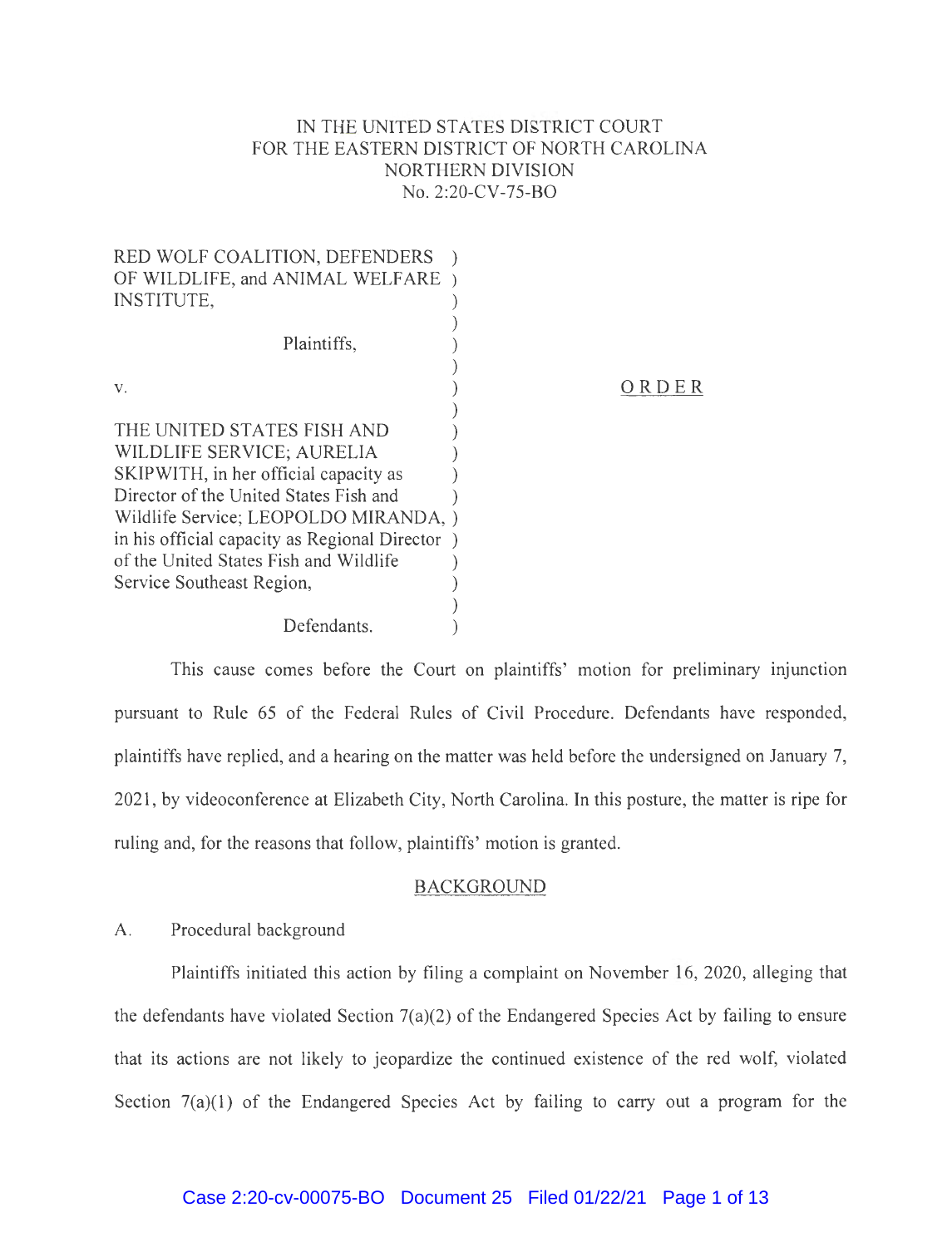IN THE UNITED STATES DISTRICT COURT
FOR THE EASTERN DISTRICT OF NORTH CAROLINA
NORTHERN DIVISION
No. 2:20-CV-75-BO

RED WOLF COALITION, DEFENDERS OF WILDLIFE, and ANIMAL WELFARE INSTITUTE,

Plaintiffs,

v.

THE UNITED STATES FISH AND WILDLIFE SERVICE; AURELIA SKIPWITH, in her official capacity as Director of the United States Fish and Wildlife Service; LEOPOLDO MIRANDA, in his official capacity as Regional Director of the United States Fish and Wildlife Service Southeast Region,

Defendants.

ORDER

This cause comes before the Court on plaintiffs' motion for preliminary injunction pursuant to Rule 65 of the Federal Rules of Civil Procedure. Defendants have responded, plaintiffs have replied, and a hearing on the matter was held before the undersigned on January 7, 2021, by videoconference at Elizabeth City, North Carolina. In this posture, the matter is ripe for ruling and, for the reasons that follow, plaintiffs' motion is granted.

## BACKGROUND

A. Procedural background

Plaintiffs initiated this action by filing a complaint on November 16, 2020, alleging that the defendants have violated Section 7(a)(2) of the Endangered Species Act by failing to ensure that its actions are not likely to jeopardize the continued existence of the red wolf, violated Section 7(a)(1) of the Endangered Species Act by failing to carry out a program for the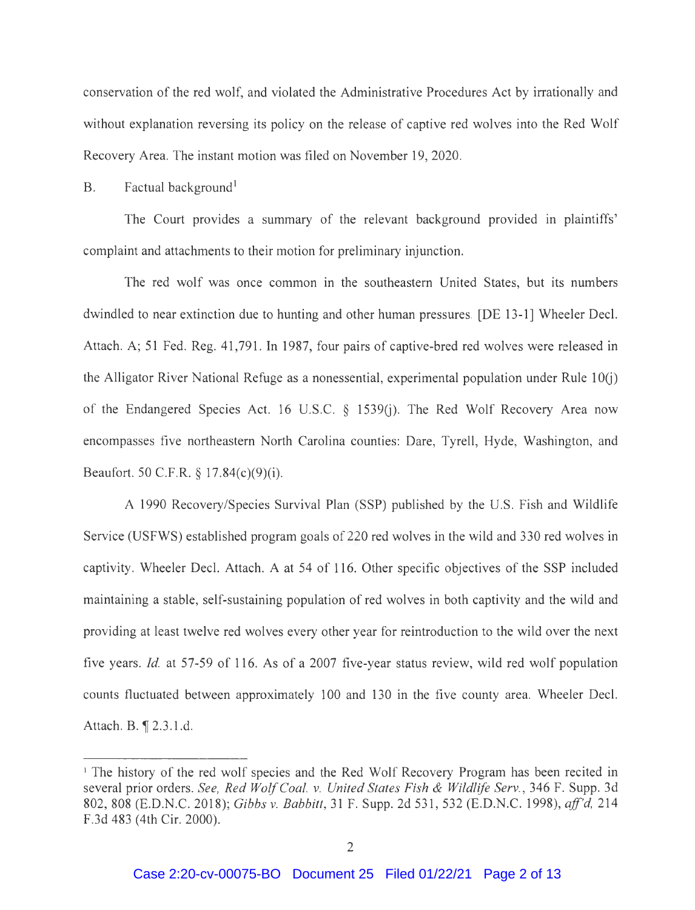conservation of the red wolf, and violated the Administrative Procedures Act by irrationally and without explanation reversing its policy on the release of captive red wolves into the Red Wolf Recovery Area. The instant motion was filed on November 19, 2020.

B. Factual background[1]

The Court provides a summary of the relevant background provided in plaintiffs' complaint and attachments to their motion for preliminary injunction.

The red wolf was once common in the southeastern United States, but its numbers dwindled to near extinction due to hunting and other human pressures. [DE 13-1] Wheeler Decl. Attach. A; 51 Fed. Reg. 41,791. In 1987, four pairs of captive-bred red wolves were released in the Alligator River National Refuge as a nonessential, experimental population under Rule 10(j) of the Endangered Species Act. 16 U.S.C. § 1539(j). The Red Wolf Recovery Area now encompasses five northeastern North Carolina counties: Dare, Tyrell, Hyde, Washington, and Beaufort. 50 C.F.R. § 17.84(c)(9)(i).

A 1990 Recovery/Species Survival Plan (SSP) published by the U.S. Fish and Wildlife Service (USFWS) established program goals of 220 red wolves in the wild and 330 red wolves in captivity. Wheeler Decl. Attach. A at 54 of 116. Other specific objectives of the SSP included maintaining a stable, self-sustaining population of red wolves in both captivity and the wild and providing at least twelve red wolves every other year for reintroduction to the wild over the next five years. *Id.* at 57-59 of 116. As of a 2007 five-year status review, wild red wolf population counts fluctuated between approximately 100 and 130 in the five county area. Wheeler Decl. Attach. B. ¶ 2.3.1.d.

---

[1] The history of the red wolf species and the Red Wolf Recovery Program has been recited in several prior orders. *See, Red Wolf Coal. v. United States Fish & Wildlife Serv.*, 346 F. Supp. 3d 802, 808 (E.D.N.C. 2018); *Gibbs v. Babbitt*, 31 F. Supp. 2d 531, 532 (E.D.N.C. 1998), *aff'd*, 214 F.3d 483 (4th Cir. 2000).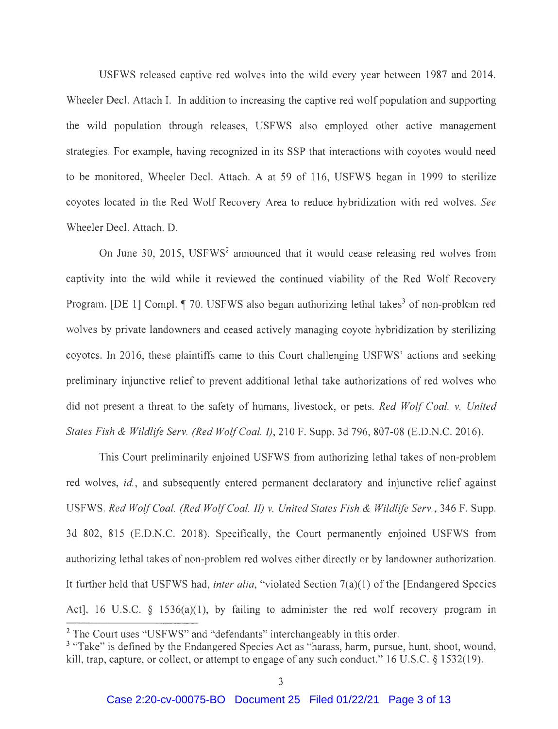USFWS released captive red wolves into the wild every year between 1987 and 2014. Wheeler Decl. Attach I. In addition to increasing the captive red wolf population and supporting the wild population through releases, USFWS also employed other active management strategies. For example, having recognized in its SSP that interactions with coyotes would need to be monitored, Wheeler Decl. Attach. A at 59 of 116, USFWS began in 1999 to sterilize coyotes located in the Red Wolf Recovery Area to reduce hybridization with red wolves. *See* Wheeler Decl. Attach. D.

On June 30, 2015, USFWS[2] announced that it would cease releasing red wolves from captivity into the wild while it reviewed the continued viability of the Red Wolf Recovery Program. [DE 1] Compl. ¶ 70. USFWS also began authorizing lethal takes[3] of non-problem red wolves by private landowners and ceased actively managing coyote hybridization by sterilizing coyotes. In 2016, these plaintiffs came to this Court challenging USFWS' actions and seeking preliminary injunctive relief to prevent additional lethal take authorizations of red wolves who did not present a threat to the safety of humans, livestock, or pets. *Red Wolf Coal. v. United States Fish & Wildlife Serv. (Red Wolf Coal. I)*, 210 F. Supp. 3d 796, 807-08 (E.D.N.C. 2016).

This Court preliminarily enjoined USFWS from authorizing lethal takes of non-problem red wolves, *id.*, and subsequently entered permanent declaratory and injunctive relief against USFWS. *Red Wolf Coal. (Red Wolf Coal. II) v. United States Fish & Wildlife Serv.*, 346 F. Supp. 3d 802, 815 (E.D.N.C. 2018). Specifically, the Court permanently enjoined USFWS from authorizing lethal takes of non-problem red wolves either directly or by landowner authorization. It further held that USFWS had, *inter alia*, "violated Section 7(a)(1) of the [Endangered Species Act], 16 U.S.C. § 1536(a)(1), by failing to administer the red wolf recovery program in

[2] The Court uses "USFWS" and "defendants" interchangeably in this order.

[3] "Take" is defined by the Endangered Species Act as "harass, harm, pursue, hunt, shoot, wound, kill, trap, capture, or collect, or attempt to engage of any such conduct." 16 U.S.C. § 1532(19).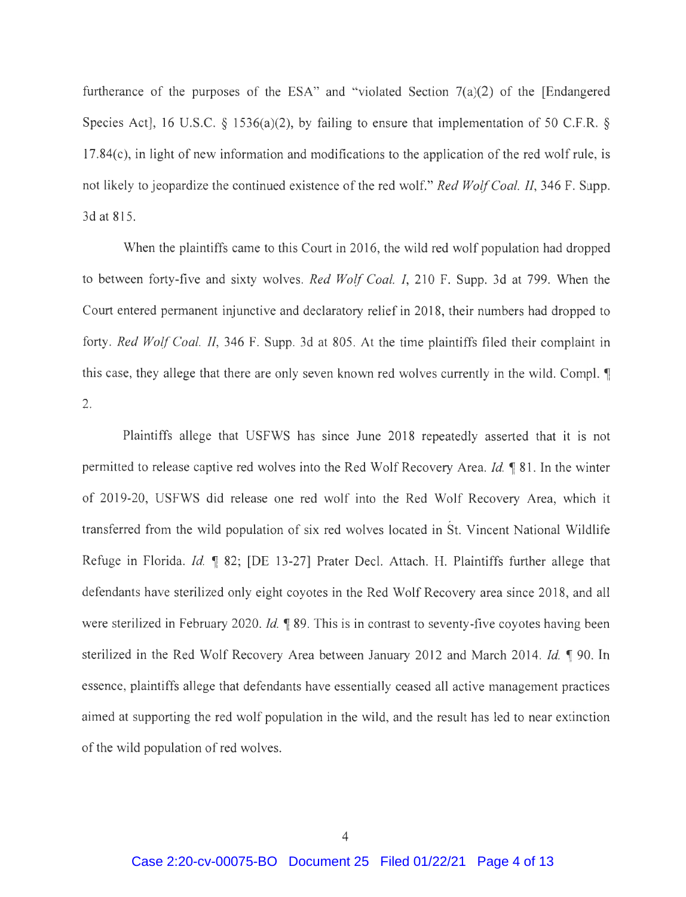furtherance of the purposes of the ESA" and "violated Section 7(a)(2) of the [Endangered Species Act], 16 U.S.C. § 1536(a)(2), by failing to ensure that implementation of 50 C.F.R. § 17.84(c), in light of new information and modifications to the application of the red wolf rule, is not likely to jeopardize the continued existence of the red wolf." *Red Wolf Coal. II*, 346 F. Supp. 3d at 815.

When the plaintiffs came to this Court in 2016, the wild red wolf population had dropped to between forty-five and sixty wolves. *Red Wolf Coal. I*, 210 F. Supp. 3d at 799. When the Court entered permanent injunctive and declaratory relief in 2018, their numbers had dropped to forty. *Red Wolf Coal. II*, 346 F. Supp. 3d at 805. At the time plaintiffs filed their complaint in this case, they allege that there are only seven known red wolves currently in the wild. Compl. ¶ 2.

Plaintiffs allege that USFWS has since June 2018 repeatedly asserted that it is not permitted to release captive red wolves into the Red Wolf Recovery Area. *Id.* ¶ 81. In the winter of 2019-20, USFWS did release one red wolf into the Red Wolf Recovery Area, which it transferred from the wild population of six red wolves located in St. Vincent National Wildlife Refuge in Florida. *Id.* ¶ 82; [DE 13-27] Prater Decl. Attach. H. Plaintiffs further allege that defendants have sterilized only eight coyotes in the Red Wolf Recovery area since 2018, and all were sterilized in February 2020. *Id.* ¶ 89. This is in contrast to seventy-five coyotes having been sterilized in the Red Wolf Recovery Area between January 2012 and March 2014. *Id.* ¶ 90. In essence, plaintiffs allege that defendants have essentially ceased all active management practices aimed at supporting the red wolf population in the wild, and the result has led to near extinction of the wild population of red wolves.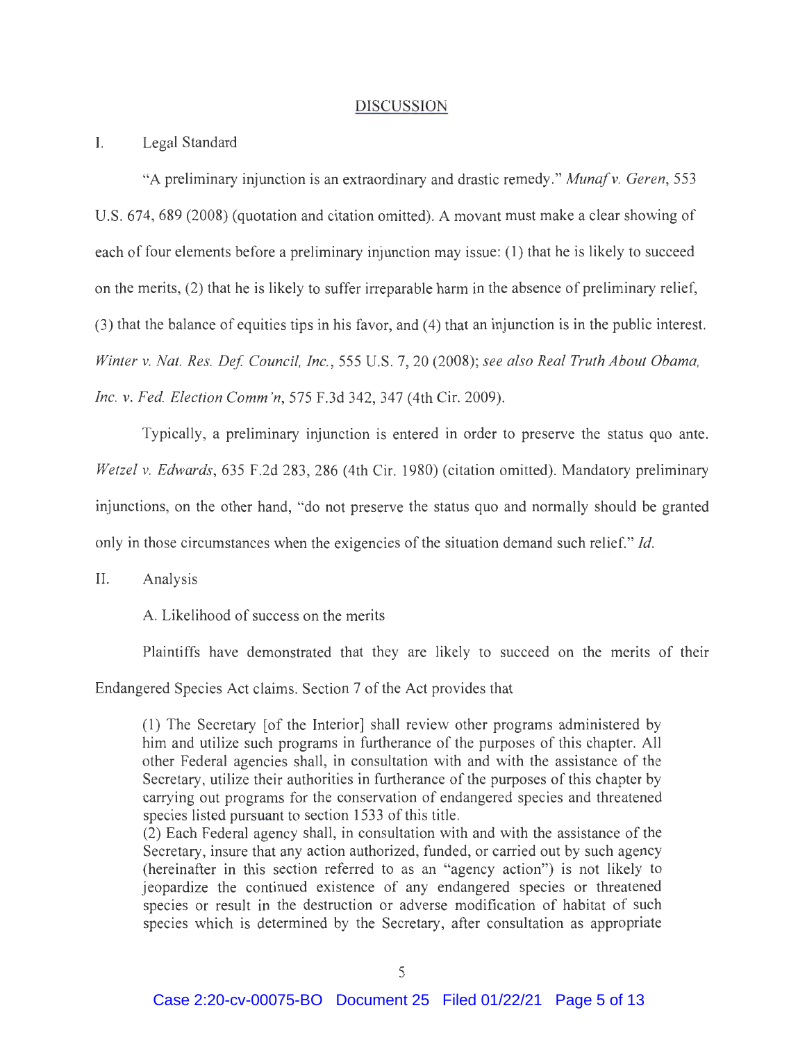## DISCUSSION

I. Legal Standard

"A preliminary injunction is an extraordinary and drastic remedy." *Munaf v. Geren*, 553 U.S. 674, 689 (2008) (quotation and citation omitted). A movant must make a clear showing of each of four elements before a preliminary injunction may issue: (1) that he is likely to succeed on the merits, (2) that he is likely to suffer irreparable harm in the absence of preliminary relief, (3) that the balance of equities tips in his favor, and (4) that an injunction is in the public interest. *Winter v. Nat. Res. Def. Council, Inc.*, 555 U.S. 7, 20 (2008); *see also Real Truth About Obama, Inc. v. Fed. Election Comm'n*, 575 F.3d 342, 347 (4th Cir. 2009).

Typically, a preliminary injunction is entered in order to preserve the status quo ante. *Wetzel v. Edwards*, 635 F.2d 283, 286 (4th Cir. 1980) (citation omitted). Mandatory preliminary injunctions, on the other hand, "do not preserve the status quo and normally should be granted only in those circumstances when the exigencies of the situation demand such relief." *Id.*

II. Analysis

A. Likelihood of success on the merits

Plaintiffs have demonstrated that they are likely to succeed on the merits of their Endangered Species Act claims. Section 7 of the Act provides that

> (1) The Secretary [of the Interior] shall review other programs administered by him and utilize such programs in furtherance of the purposes of this chapter. All other Federal agencies shall, in consultation with and with the assistance of the Secretary, utilize their authorities in furtherance of the purposes of this chapter by carrying out programs for the conservation of endangered species and threatened species listed pursuant to section 1533 of this title.
>
> (2) Each Federal agency shall, in consultation with and with the assistance of the Secretary, insure that any action authorized, funded, or carried out by such agency (hereinafter in this section referred to as an "agency action") is not likely to jeopardize the continued existence of any endangered species or threatened species or result in the destruction or adverse modification of habitat of such species which is determined by the Secretary, after consultation as appropriate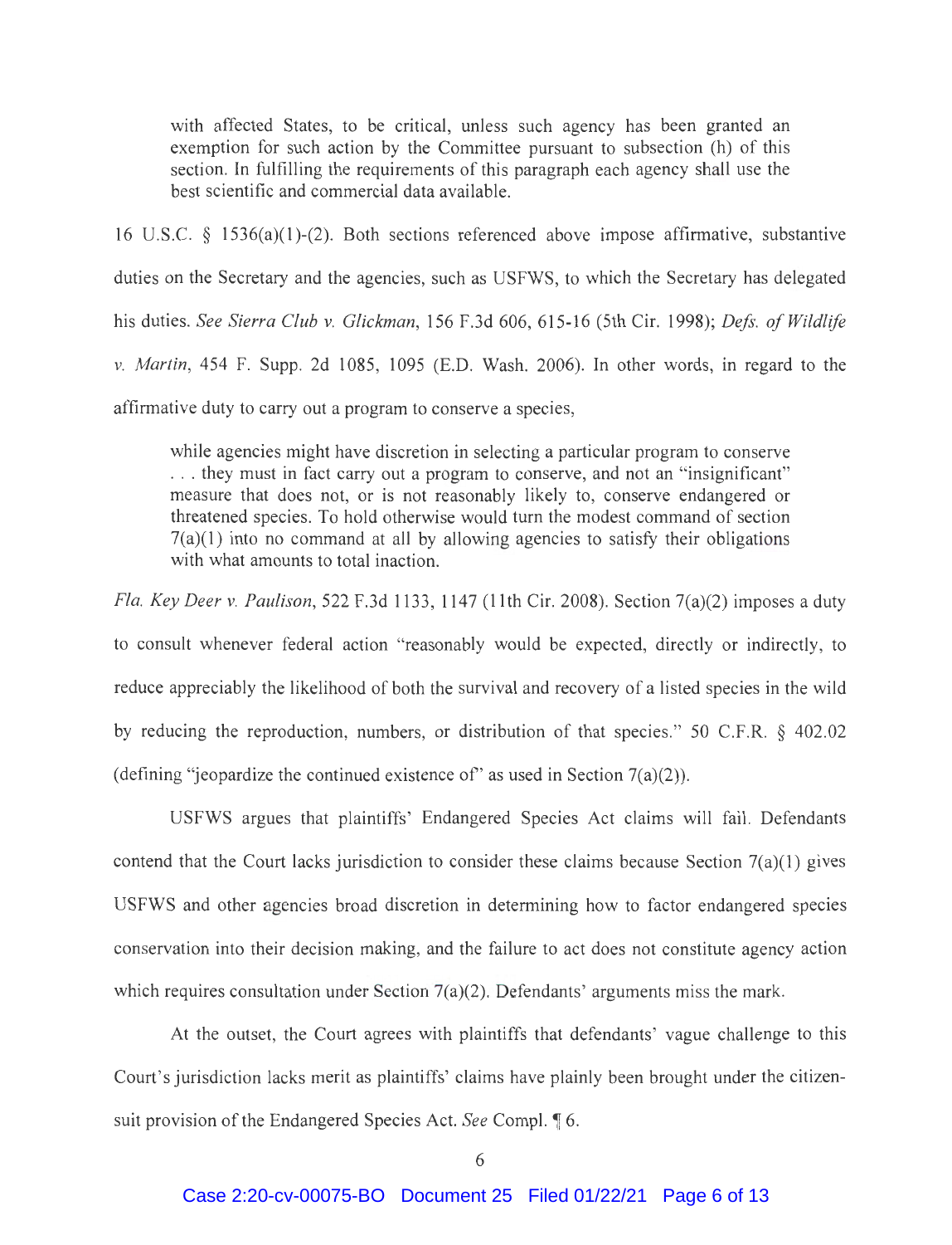> with affected States, to be critical, unless such agency has been granted an exemption for such action by the Committee pursuant to subsection (h) of this section. In fulfilling the requirements of this paragraph each agency shall use the best scientific and commercial data available.

16 U.S.C. § 1536(a)(1)-(2). Both sections referenced above impose affirmative, substantive duties on the Secretary and the agencies, such as USFWS, to which the Secretary has delegated his duties. *See Sierra Club v. Glickman*, 156 F.3d 606, 615-16 (5th Cir. 1998); *Defs. of Wildlife v. Martin*, 454 F. Supp. 2d 1085, 1095 (E.D. Wash. 2006). In other words, in regard to the affirmative duty to carry out a program to conserve a species,

> while agencies might have discretion in selecting a particular program to conserve . . . they must in fact carry out a program to conserve, and not an "insignificant" measure that does not, or is not reasonably likely to, conserve endangered or threatened species. To hold otherwise would turn the modest command of section 7(a)(1) into no command at all by allowing agencies to satisfy their obligations with what amounts to total inaction.

*Fla. Key Deer v. Paulison*, 522 F.3d 1133, 1147 (11th Cir. 2008). Section 7(a)(2) imposes a duty to consult whenever federal action "reasonably would be expected, directly or indirectly, to reduce appreciably the likelihood of both the survival and recovery of a listed species in the wild by reducing the reproduction, numbers, or distribution of that species." 50 C.F.R. § 402.02 (defining "jeopardize the continued existence of" as used in Section 7(a)(2)).

USFWS argues that plaintiffs' Endangered Species Act claims will fail. Defendants contend that the Court lacks jurisdiction to consider these claims because Section 7(a)(1) gives USFWS and other agencies broad discretion in determining how to factor endangered species conservation into their decision making, and the failure to act does not constitute agency action which requires consultation under Section 7(a)(2). Defendants' arguments miss the mark.

At the outset, the Court agrees with plaintiffs that defendants' vague challenge to this Court's jurisdiction lacks merit as plaintiffs' claims have plainly been brought under the citizen-suit provision of the Endangered Species Act. *See* Compl. ¶ 6.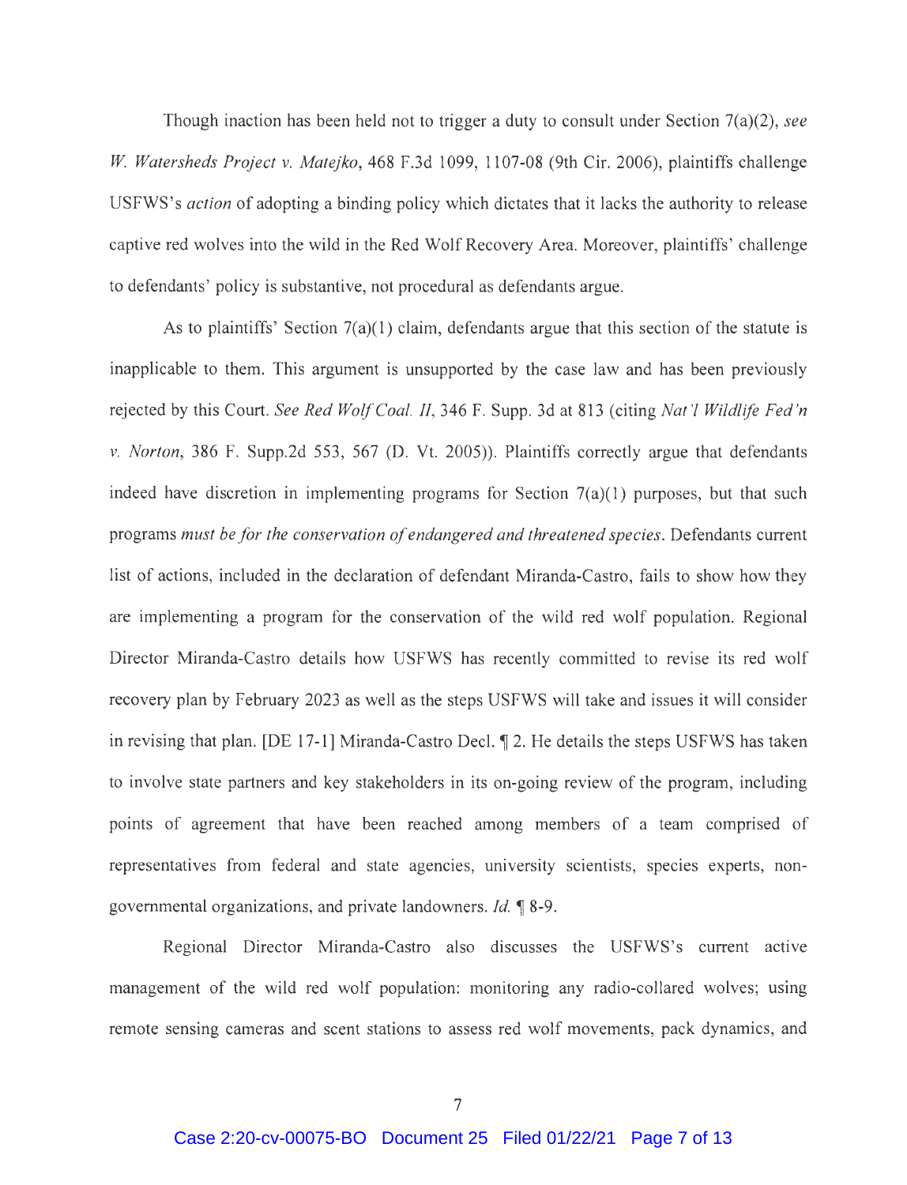Though inaction has been held not to trigger a duty to consult under Section 7(a)(2), *see W. Watersheds Project v. Matejko*, 468 F.3d 1099, 1107-08 (9th Cir. 2006), plaintiffs challenge USFWS's *action* of adopting a binding policy which dictates that it lacks the authority to release captive red wolves into the wild in the Red Wolf Recovery Area. Moreover, plaintiffs' challenge to defendants' policy is substantive, not procedural as defendants argue.

As to plaintiffs' Section 7(a)(1) claim, defendants argue that this section of the statute is inapplicable to them. This argument is unsupported by the case law and has been previously rejected by this Court. *See Red Wolf Coal. II*, 346 F. Supp. 3d at 813 (citing *Nat'l Wildlife Fed'n v. Norton*, 386 F. Supp.2d 553, 567 (D. Vt. 2005)). Plaintiffs correctly argue that defendants indeed have discretion in implementing programs for Section 7(a)(1) purposes, but that such programs *must be for the conservation of endangered and threatened species*. Defendants current list of actions, included in the declaration of defendant Miranda-Castro, fails to show how they are implementing a program for the conservation of the wild red wolf population. Regional Director Miranda-Castro details how USFWS has recently committed to revise its red wolf recovery plan by February 2023 as well as the steps USFWS will take and issues it will consider in revising that plan. [DE 17-1] Miranda-Castro Decl. ¶ 2. He details the steps USFWS has taken to involve state partners and key stakeholders in its on-going review of the program, including points of agreement that have been reached among members of a team comprised of representatives from federal and state agencies, university scientists, species experts, non-governmental organizations, and private landowners. *Id.* ¶ 8-9.

Regional Director Miranda-Castro also discusses the USFWS's current active management of the wild red wolf population: monitoring any radio-collared wolves; using remote sensing cameras and scent stations to assess red wolf movements, pack dynamics, and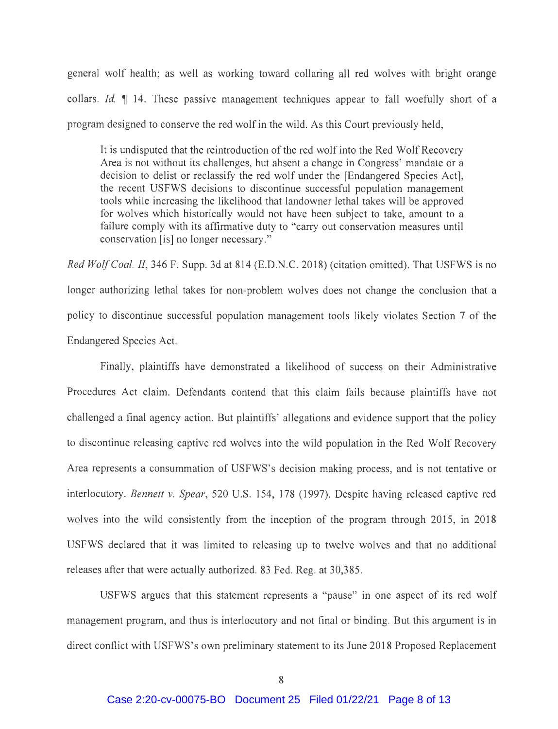general wolf health; as well as working toward collaring all red wolves with bright orange collars. *Id.* ¶ 14. These passive management techniques appear to fall woefully short of a program designed to conserve the red wolf in the wild. As this Court previously held,

> It is undisputed that the reintroduction of the red wolf into the Red Wolf Recovery Area is not without its challenges, but absent a change in Congress' mandate or a decision to delist or reclassify the red wolf under the [Endangered Species Act], the recent USFWS decisions to discontinue successful population management tools while increasing the likelihood that landowner lethal takes will be approved for wolves which historically would not have been subject to take, amount to a failure comply with its affirmative duty to "carry out conservation measures until conservation [is] no longer necessary."

*Red Wolf Coal. II*, 346 F. Supp. 3d at 814 (E.D.N.C. 2018) (citation omitted). That USFWS is no longer authorizing lethal takes for non-problem wolves does not change the conclusion that a policy to discontinue successful population management tools likely violates Section 7 of the Endangered Species Act.

Finally, plaintiffs have demonstrated a likelihood of success on their Administrative Procedures Act claim. Defendants contend that this claim fails because plaintiffs have not challenged a final agency action. But plaintiffs' allegations and evidence support that the policy to discontinue releasing captive red wolves into the wild population in the Red Wolf Recovery Area represents a consummation of USFWS's decision making process, and is not tentative or interlocutory. *Bennett v. Spear*, 520 U.S. 154, 178 (1997). Despite having released captive red wolves into the wild consistently from the inception of the program through 2015, in 2018 USFWS declared that it was limited to releasing up to twelve wolves and that no additional releases after that were actually authorized. 83 Fed. Reg. at 30,385.

USFWS argues that this statement represents a "pause" in one aspect of its red wolf management program, and thus is interlocutory and not final or binding. But this argument is in direct conflict with USFWS's own preliminary statement to its June 2018 Proposed Replacement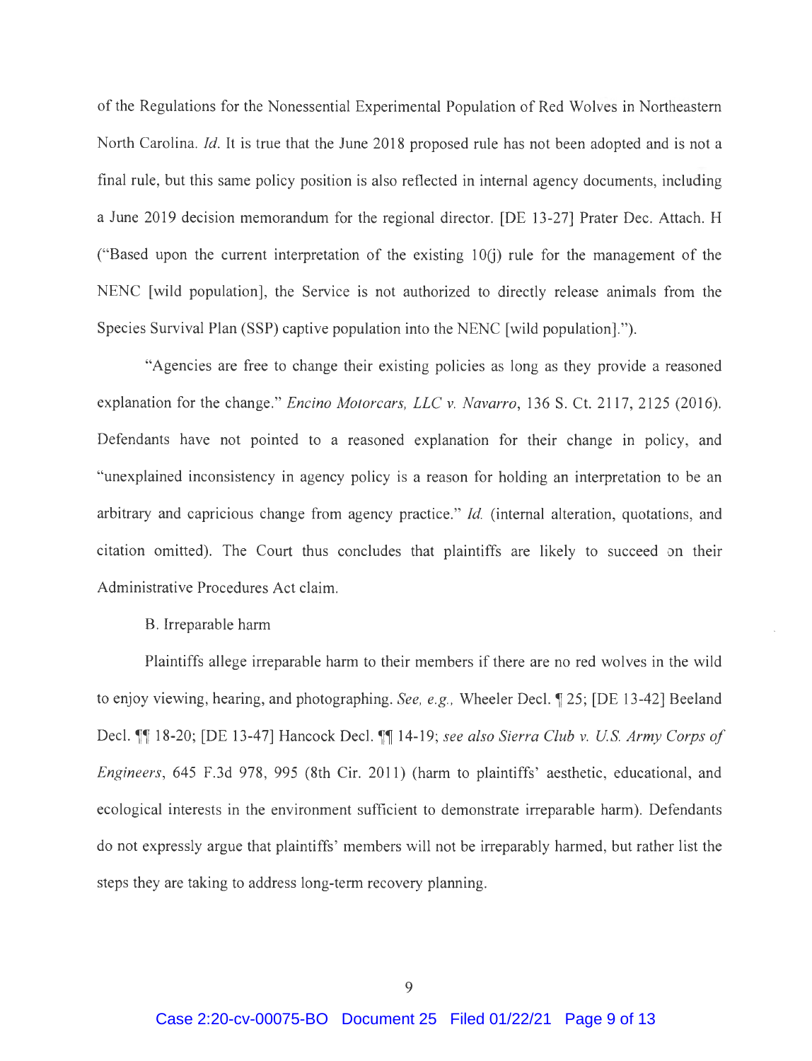of the Regulations for the Nonessential Experimental Population of Red Wolves in Northeastern North Carolina. *Id.* It is true that the June 2018 proposed rule has not been adopted and is not a final rule, but this same policy position is also reflected in internal agency documents, including a June 2019 decision memorandum for the regional director. [DE 13-27] Prater Dec. Attach. H ("Based upon the current interpretation of the existing 10(j) rule for the management of the NENC [wild population], the Service is not authorized to directly release animals from the Species Survival Plan (SSP) captive population into the NENC [wild population].").

"Agencies are free to change their existing policies as long as they provide a reasoned explanation for the change." *Encino Motorcars, LLC v. Navarro*, 136 S. Ct. 2117, 2125 (2016). Defendants have not pointed to a reasoned explanation for their change in policy, and "unexplained inconsistency in agency policy is a reason for holding an interpretation to be an arbitrary and capricious change from agency practice." *Id.* (internal alteration, quotations, and citation omitted). The Court thus concludes that plaintiffs are likely to succeed on their Administrative Procedures Act claim.

B. Irreparable harm

Plaintiffs allege irreparable harm to their members if there are no red wolves in the wild to enjoy viewing, hearing, and photographing. *See, e.g.,* Wheeler Decl. ¶ 25; [DE 13-42] Beeland Decl. ¶¶ 18-20; [DE 13-47] Hancock Decl. ¶¶ 14-19; *see also Sierra Club v. U.S. Army Corps of Engineers*, 645 F.3d 978, 995 (8th Cir. 2011) (harm to plaintiffs' aesthetic, educational, and ecological interests in the environment sufficient to demonstrate irreparable harm). Defendants do not expressly argue that plaintiffs' members will not be irreparably harmed, but rather list the steps they are taking to address long-term recovery planning.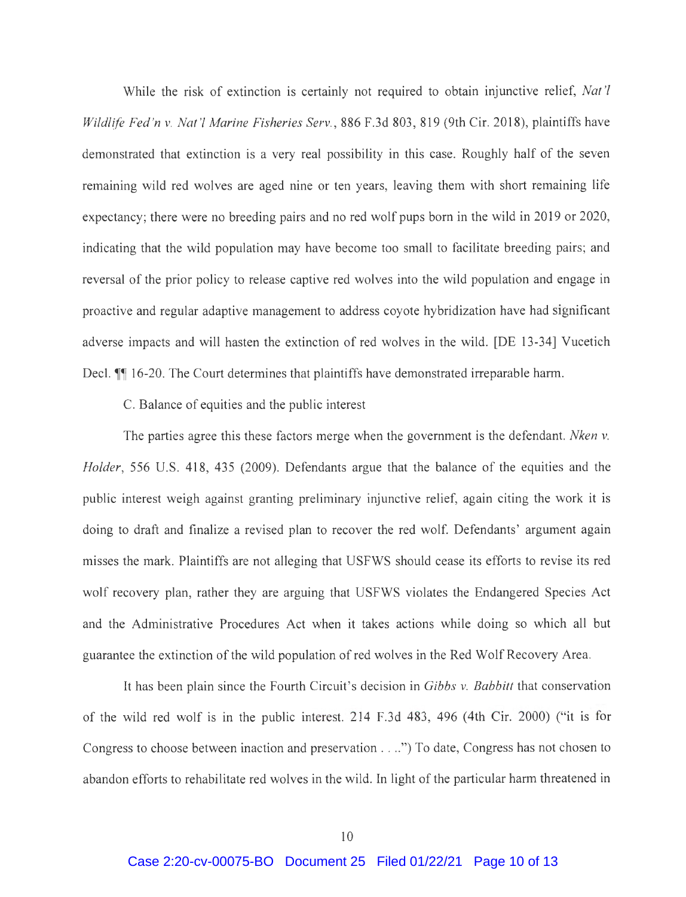While the risk of extinction is certainly not required to obtain injunctive relief, *Nat'l Wildlife Fed'n v. Nat'l Marine Fisheries Serv.*, 886 F.3d 803, 819 (9th Cir. 2018), plaintiffs have demonstrated that extinction is a very real possibility in this case. Roughly half of the seven remaining wild red wolves are aged nine or ten years, leaving them with short remaining life expectancy; there were no breeding pairs and no red wolf pups born in the wild in 2019 or 2020, indicating that the wild population may have become too small to facilitate breeding pairs; and reversal of the prior policy to release captive red wolves into the wild population and engage in proactive and regular adaptive management to address coyote hybridization have had significant adverse impacts and will hasten the extinction of red wolves in the wild. [DE 13-34] Vucetich Decl. ¶¶ 16-20. The Court determines that plaintiffs have demonstrated irreparable harm.

C. Balance of equities and the public interest

The parties agree this these factors merge when the government is the defendant. *Nken v. Holder*, 556 U.S. 418, 435 (2009). Defendants argue that the balance of the equities and the public interest weigh against granting preliminary injunctive relief, again citing the work it is doing to draft and finalize a revised plan to recover the red wolf. Defendants' argument again misses the mark. Plaintiffs are not alleging that USFWS should cease its efforts to revise its red wolf recovery plan, rather they are arguing that USFWS violates the Endangered Species Act and the Administrative Procedures Act when it takes actions while doing so which all but guarantee the extinction of the wild population of red wolves in the Red Wolf Recovery Area.

It has been plain since the Fourth Circuit's decision in *Gibbs v. Babbitt* that conservation of the wild red wolf is in the public interest. 214 F.3d 483, 496 (4th Cir. 2000) ("it is for Congress to choose between inaction and preservation . . . .") To date, Congress has not chosen to abandon efforts to rehabilitate red wolves in the wild. In light of the particular harm threatened in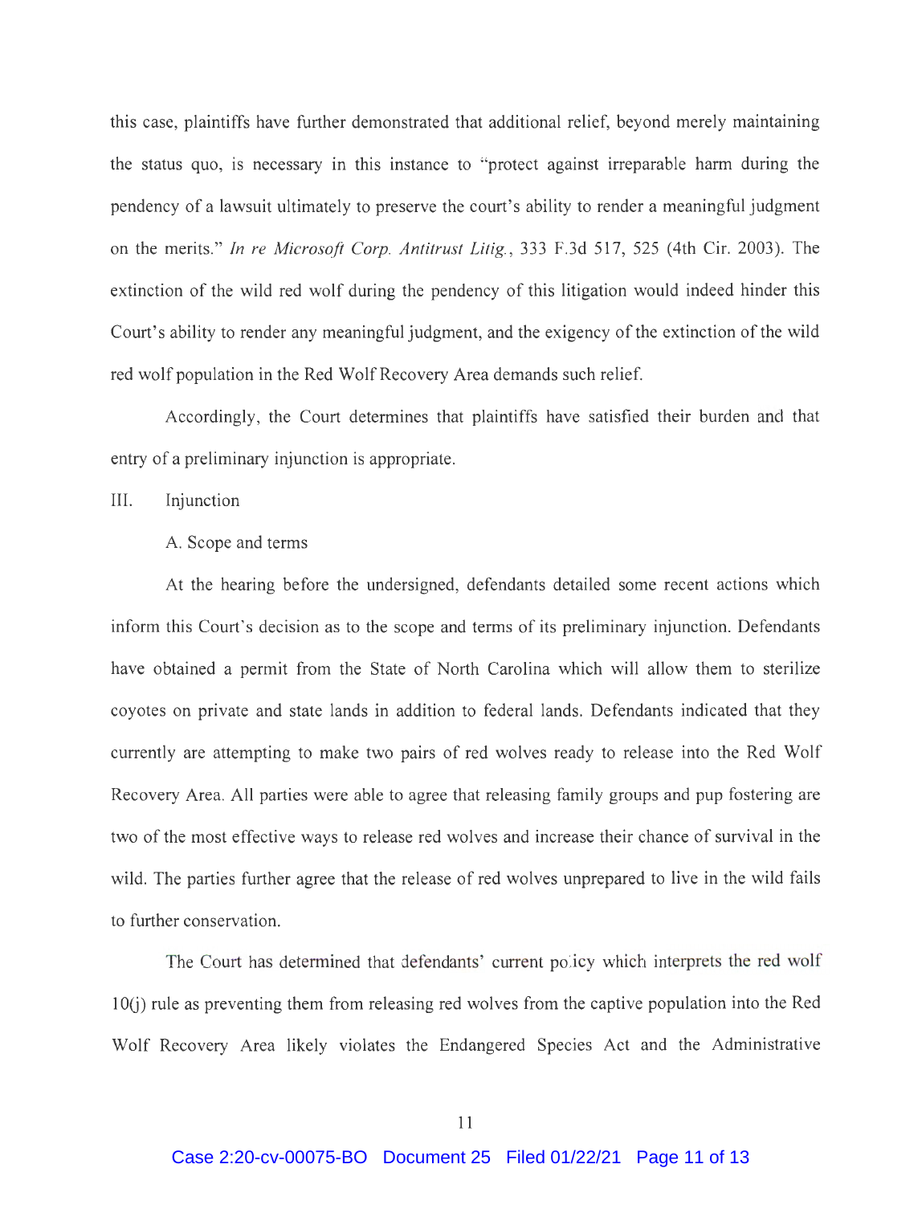this case, plaintiffs have further demonstrated that additional relief, beyond merely maintaining the status quo, is necessary in this instance to "protect against irreparable harm during the pendency of a lawsuit ultimately to preserve the court's ability to render a meaningful judgment on the merits." *In re Microsoft Corp. Antitrust Litig.*, 333 F.3d 517, 525 (4th Cir. 2003). The extinction of the wild red wolf during the pendency of this litigation would indeed hinder this Court's ability to render any meaningful judgment, and the exigency of the extinction of the wild red wolf population in the Red Wolf Recovery Area demands such relief.

Accordingly, the Court determines that plaintiffs have satisfied their burden and that entry of a preliminary injunction is appropriate.

## III. Injunction

### A. Scope and terms

At the hearing before the undersigned, defendants detailed some recent actions which inform this Court's decision as to the scope and terms of its preliminary injunction. Defendants have obtained a permit from the State of North Carolina which will allow them to sterilize coyotes on private and state lands in addition to federal lands. Defendants indicated that they currently are attempting to make two pairs of red wolves ready to release into the Red Wolf Recovery Area. All parties were able to agree that releasing family groups and pup fostering are two of the most effective ways to release red wolves and increase their chance of survival in the wild. The parties further agree that the release of red wolves unprepared to live in the wild fails to further conservation.

The Court has determined that defendants' current policy which interprets the red wolf 10(j) rule as preventing them from releasing red wolves from the captive population into the Red Wolf Recovery Area likely violates the Endangered Species Act and the Administrative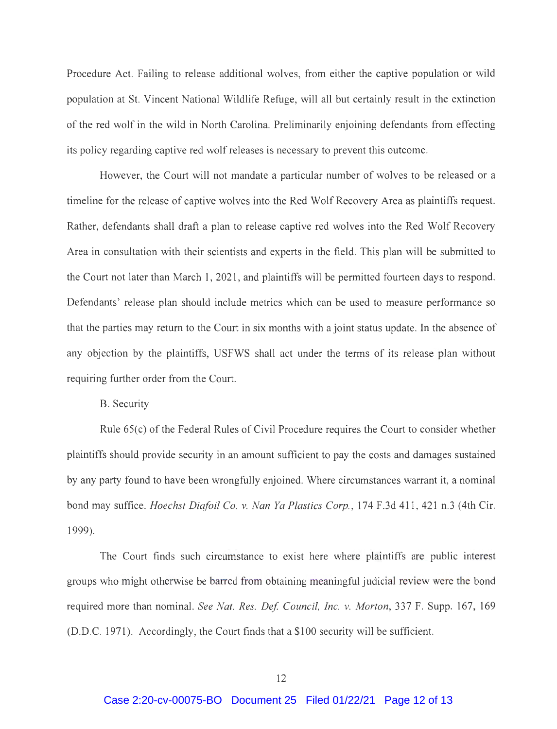Procedure Act. Failing to release additional wolves, from either the captive population or wild population at St. Vincent National Wildlife Refuge, will all but certainly result in the extinction of the red wolf in the wild in North Carolina. Preliminarily enjoining defendants from effecting its policy regarding captive red wolf releases is necessary to prevent this outcome.

However, the Court will not mandate a particular number of wolves to be released or a timeline for the release of captive wolves into the Red Wolf Recovery Area as plaintiffs request. Rather, defendants shall draft a plan to release captive red wolves into the Red Wolf Recovery Area in consultation with their scientists and experts in the field. This plan will be submitted to the Court not later than March 1, 2021, and plaintiffs will be permitted fourteen days to respond. Defendants' release plan should include metrics which can be used to measure performance so that the parties may return to the Court in six months with a joint status update. In the absence of any objection by the plaintiffs, USFWS shall act under the terms of its release plan without requiring further order from the Court.

B. Security

Rule 65(c) of the Federal Rules of Civil Procedure requires the Court to consider whether plaintiffs should provide security in an amount sufficient to pay the costs and damages sustained by any party found to have been wrongfully enjoined. Where circumstances warrant it, a nominal bond may suffice. *Hoechst Diafoil Co. v. Nan Ya Plastics Corp.*, 174 F.3d 411, 421 n.3 (4th Cir. 1999).

The Court finds such circumstance to exist here where plaintiffs are public interest groups who might otherwise be barred from obtaining meaningful judicial review were the bond required more than nominal. *See Nat. Res. Def. Council, Inc. v. Morton*, 337 F. Supp. 167, 169 (D.D.C. 1971). Accordingly, the Court finds that a $100 security will be sufficient.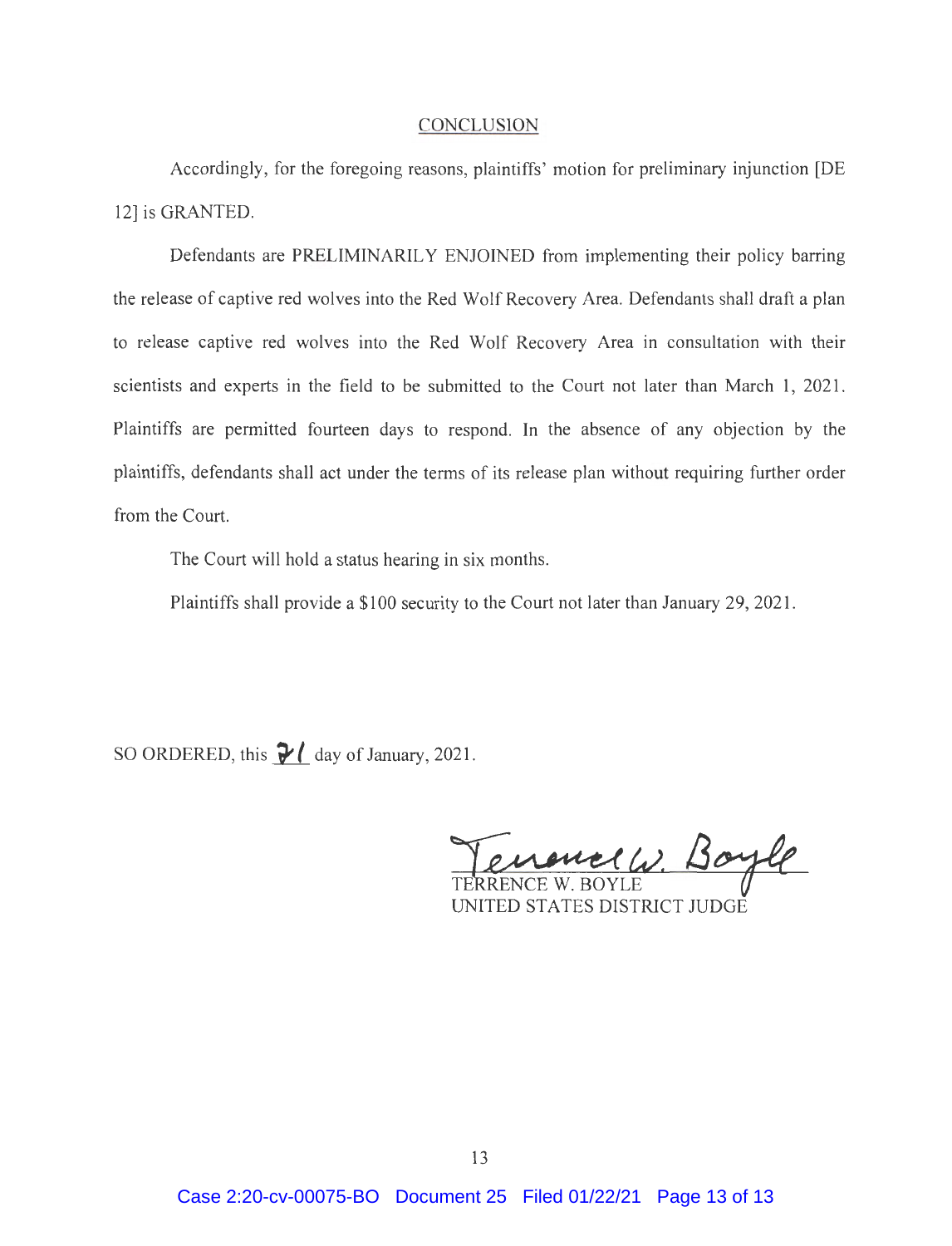## CONCLUSION

Accordingly, for the foregoing reasons, plaintiffs' motion for preliminary injunction [DE 12] is GRANTED.

Defendants are PRELIMINARILY ENJOINED from implementing their policy barring the release of captive red wolves into the Red Wolf Recovery Area. Defendants shall draft a plan to release captive red wolves into the Red Wolf Recovery Area in consultation with their scientists and experts in the field to be submitted to the Court not later than March 1, 2021. Plaintiffs are permitted fourteen days to respond. In the absence of any objection by the plaintiffs, defendants shall act under the terms of its release plan without requiring further order from the Court.

The Court will hold a status hearing in six months.

Plaintiffs shall provide a $100 security to the Court not later than January 29, 2021.

SO ORDERED, this 21 day of January, 2021.

Terrence W. Boyle
TERRENCE W. BOYLE
UNITED STATES DISTRICT JUDGE